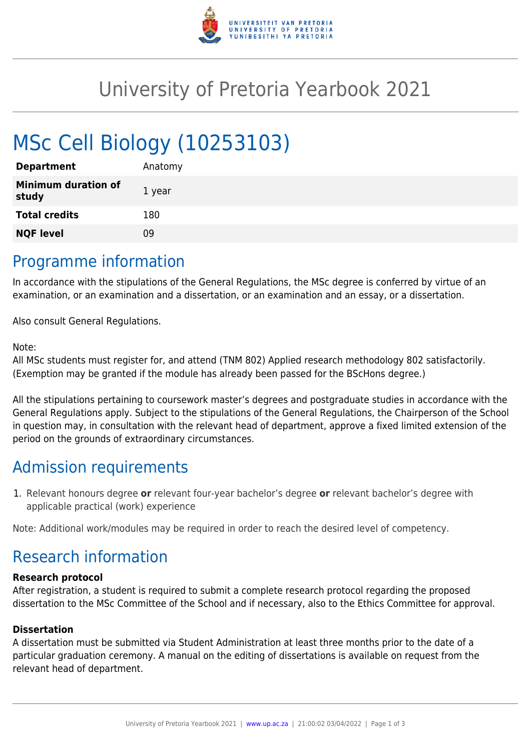# University of Pretoria Yearbook 2021

# MSc Cell Biology (10253103)

| | |
|---|---|
| **Department** | Anatomy |
| **Minimum duration of study** | 1 year |
| **Total credits** | 180 |
| **NQF level** | 09 |

## Programme information

In accordance with the stipulations of the General Regulations, the MSc degree is conferred by virtue of an examination, or an examination and a dissertation, or an examination and an essay, or a dissertation.

Also consult General Regulations.

Note:
All MSc students must register for, and attend (TNM 802) Applied research methodology 802 satisfactorily. (Exemption may be granted if the module has already been passed for the BScHons degree.)

All the stipulations pertaining to coursework master's degrees and postgraduate studies in accordance with the General Regulations apply. Subject to the stipulations of the General Regulations, the Chairperson of the School in question may, in consultation with the relevant head of department, approve a fixed limited extension of the period on the grounds of extraordinary circumstances.

## Admission requirements

1. Relevant honours degree **or** relevant four-year bachelor's degree **or** relevant bachelor's degree with applicable practical (work) experience

Note: Additional work/modules may be required in order to reach the desired level of competency.

## Research information

**Research protocol**
After registration, a student is required to submit a complete research protocol regarding the proposed dissertation to the MSc Committee of the School and if necessary, also to the Ethics Committee for approval.

**Dissertation**
A dissertation must be submitted via Student Administration at least three months prior to the date of a particular graduation ceremony. A manual on the editing of dissertations is available on request from the relevant head of department.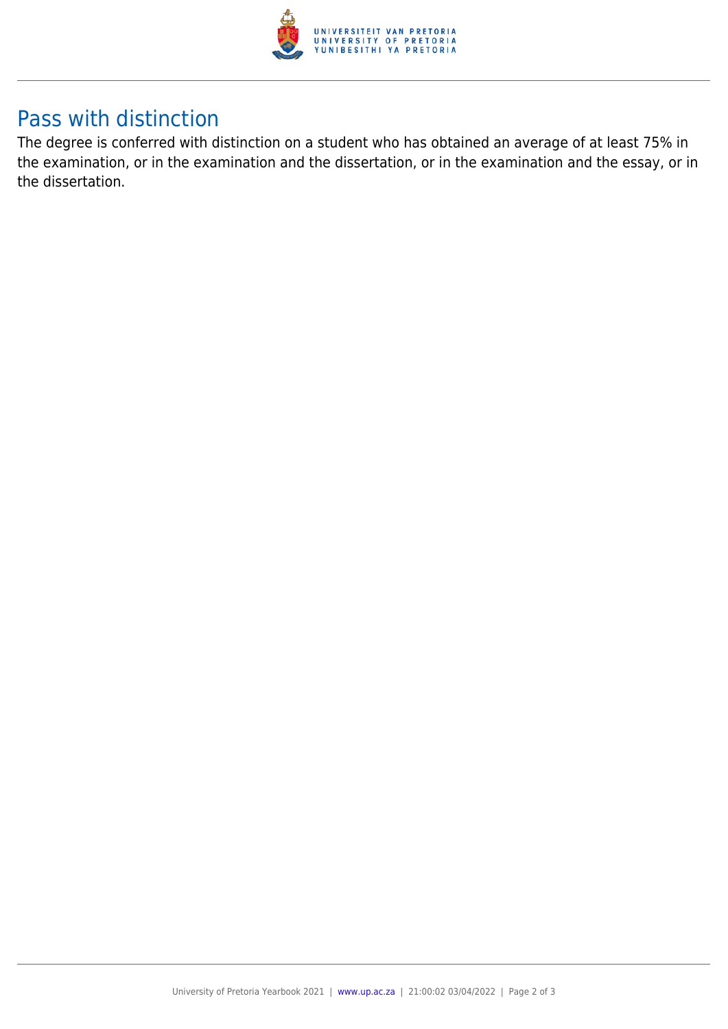## Pass with distinction

The degree is conferred with distinction on a student who has obtained an average of at least 75% in the examination, or in the examination and the dissertation, or in the examination and the essay, or in the dissertation.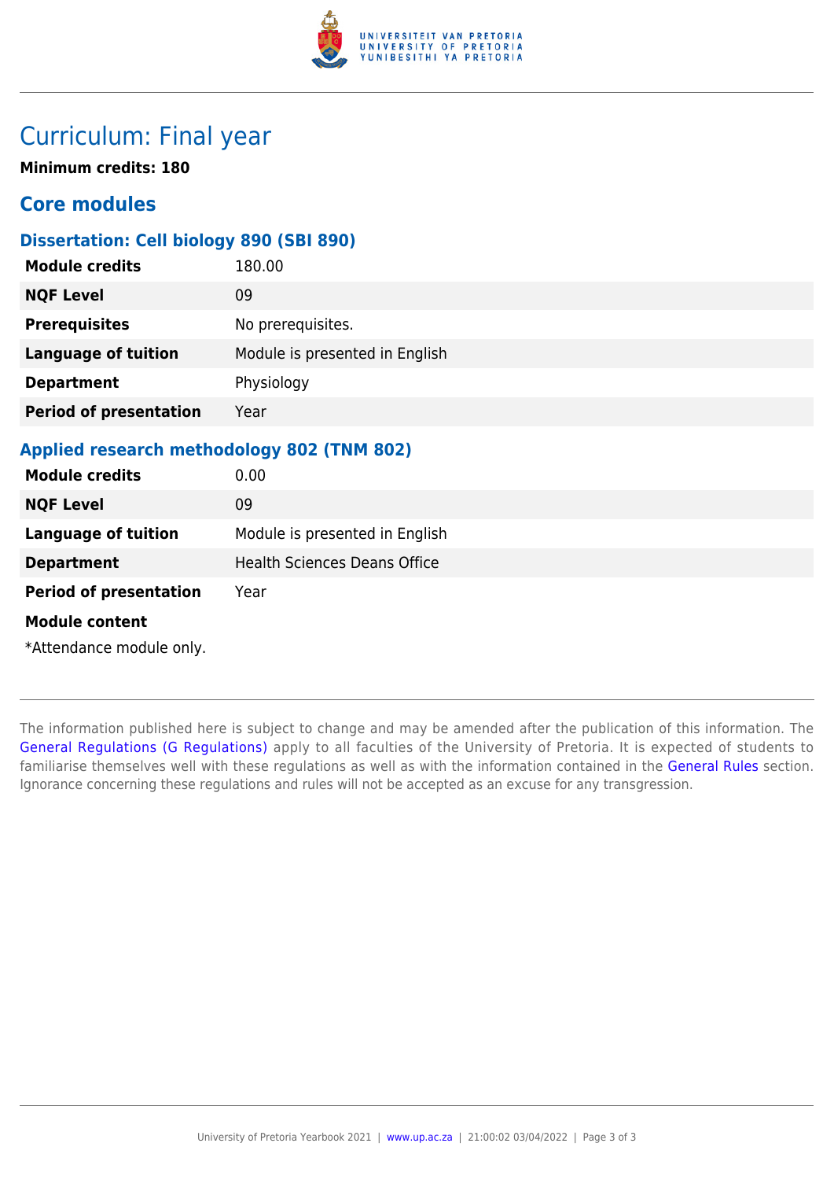# Curriculum: Final year

**Minimum credits: 180**

## Core modules

### Dissertation: Cell biology 890 (SBI 890)

| | |
|---|---|
| **Module credits** | 180.00 |
| **NQF Level** | 09 |
| **Prerequisites** | No prerequisites. |
| **Language of tuition** | Module is presented in English |
| **Department** | Physiology |
| **Period of presentation** | Year |

### Applied research methodology 802 (TNM 802)

| | |
|---|---|
| **Module credits** | 0.00 |
| **NQF Level** | 09 |
| **Language of tuition** | Module is presented in English |
| **Department** | Health Sciences Deans Office |
| **Period of presentation** | Year |

**Module content**

*Attendance module only.

The information published here is subject to change and may be amended after the publication of this information. The General Regulations (G Regulations) apply to all faculties of the University of Pretoria. It is expected of students to familiarise themselves well with these regulations as well as with the information contained in the General Rules section. Ignorance concerning these regulations and rules will not be accepted as an excuse for any transgression.